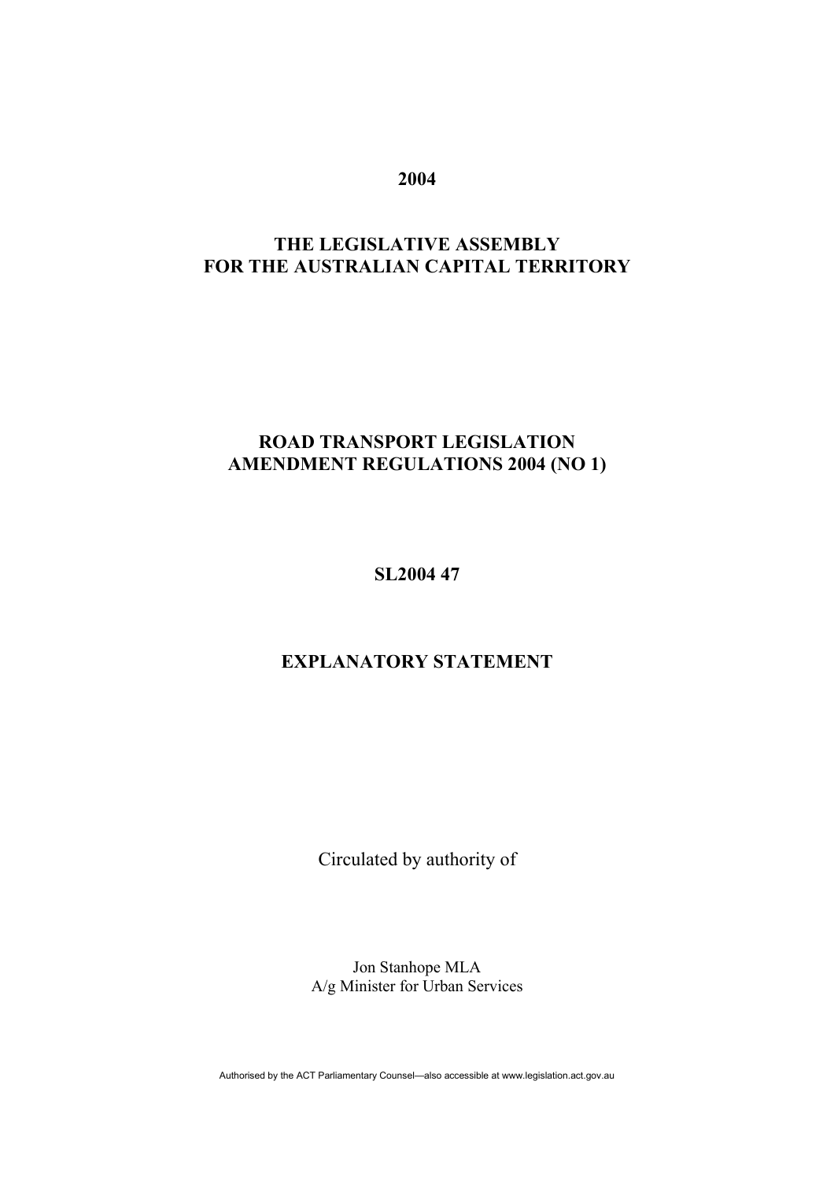**2004**

**THE LEGISLATIVE ASSEMBLY FOR THE AUSTRALIAN CAPITAL TERRITORY**

# ROAD TRANSPORT LEGISLATION AMENDMENT REGULATIONS 2004 (NO 1)

**SL2004 47**

## EXPLANATORY STATEMENT

Circulated by authority of

Jon Stanhope MLA
A/g Minister for Urban Services

Authorised by the ACT Parliamentary Counsel—also accessible at www.legislation.act.gov.au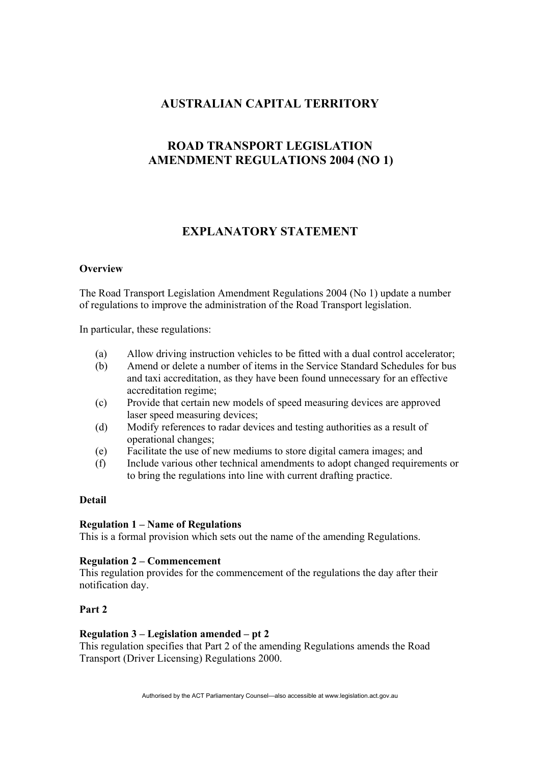# AUSTRALIAN CAPITAL TERRITORY

# ROAD TRANSPORT LEGISLATION AMENDMENT REGULATIONS 2004 (NO 1)

## EXPLANATORY STATEMENT

**Overview**

The Road Transport Legislation Amendment Regulations 2004 (No 1) update a number of regulations to improve the administration of the Road Transport legislation.

In particular, these regulations:

(a) Allow driving instruction vehicles to be fitted with a dual control accelerator;
(b) Amend or delete a number of items in the Service Standard Schedules for bus and taxi accreditation, as they have been found unnecessary for an effective accreditation regime;
(c) Provide that certain new models of speed measuring devices are approved laser speed measuring devices;
(d) Modify references to radar devices and testing authorities as a result of operational changes;
(e) Facilitate the use of new mediums to store digital camera images; and
(f) Include various other technical amendments to adopt changed requirements or to bring the regulations into line with current drafting practice.

**Detail**

**Regulation 1 – Name of Regulations**
This is a formal provision which sets out the name of the amending Regulations.

**Regulation 2 – Commencement**
This regulation provides for the commencement of the regulations the day after their notification day.

**Part 2**

**Regulation 3 – Legislation amended – pt 2**
This regulation specifies that Part 2 of the amending Regulations amends the Road Transport (Driver Licensing) Regulations 2000.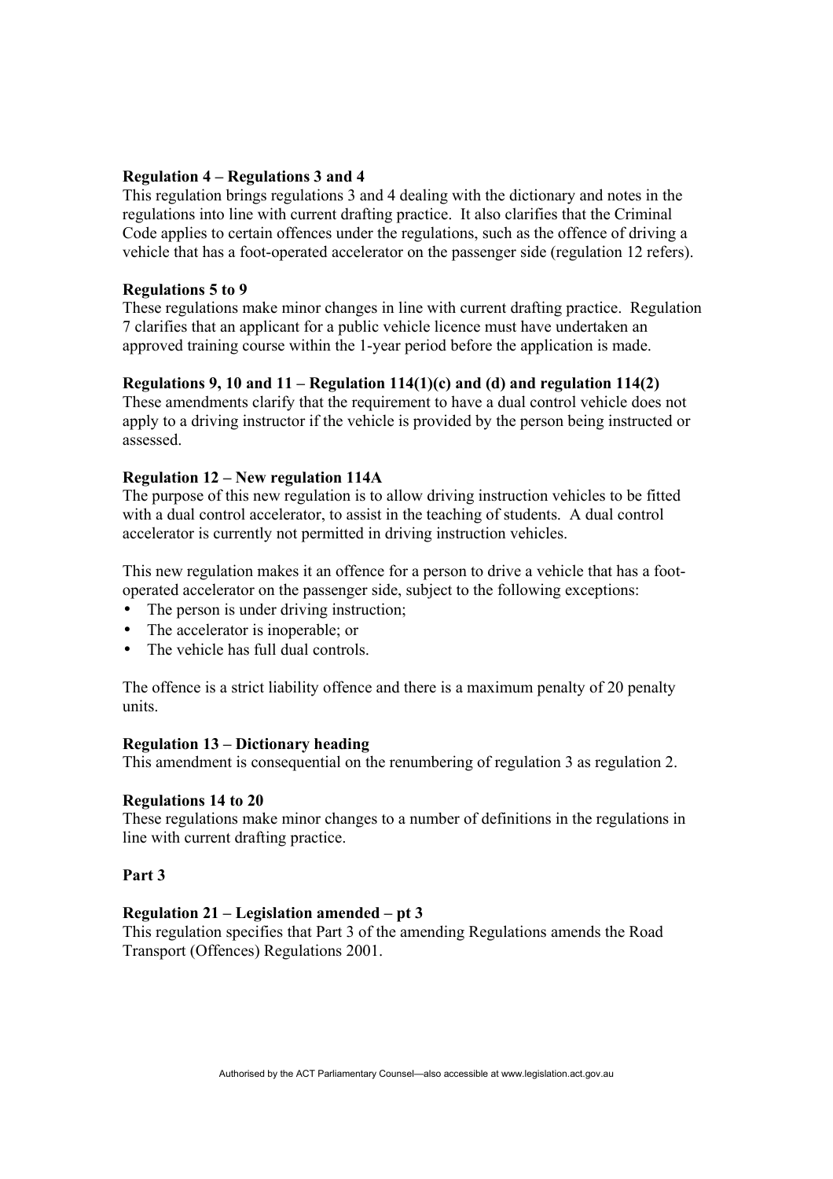**Regulation 4 – Regulations 3 and 4**

This regulation brings regulations 3 and 4 dealing with the dictionary and notes in the regulations into line with current drafting practice. It also clarifies that the Criminal Code applies to certain offences under the regulations, such as the offence of driving a vehicle that has a foot-operated accelerator on the passenger side (regulation 12 refers).

**Regulations 5 to 9**

These regulations make minor changes in line with current drafting practice. Regulation 7 clarifies that an applicant for a public vehicle licence must have undertaken an approved training course within the 1-year period before the application is made.

**Regulations 9, 10 and 11 – Regulation 114(1)(c) and (d) and regulation 114(2)**

These amendments clarify that the requirement to have a dual control vehicle does not apply to a driving instructor if the vehicle is provided by the person being instructed or assessed.

**Regulation 12 – New regulation 114A**

The purpose of this new regulation is to allow driving instruction vehicles to be fitted with a dual control accelerator, to assist in the teaching of students. A dual control accelerator is currently not permitted in driving instruction vehicles.

This new regulation makes it an offence for a person to drive a vehicle that has a foot-operated accelerator on the passenger side, subject to the following exceptions:

- The person is under driving instruction;
- The accelerator is inoperable; or
- The vehicle has full dual controls.

The offence is a strict liability offence and there is a maximum penalty of 20 penalty units.

**Regulation 13 – Dictionary heading**

This amendment is consequential on the renumbering of regulation 3 as regulation 2.

**Regulations 14 to 20**

These regulations make minor changes to a number of definitions in the regulations in line with current drafting practice.

**Part 3**

**Regulation 21 – Legislation amended – pt 3**

This regulation specifies that Part 3 of the amending Regulations amends the Road Transport (Offences) Regulations 2001.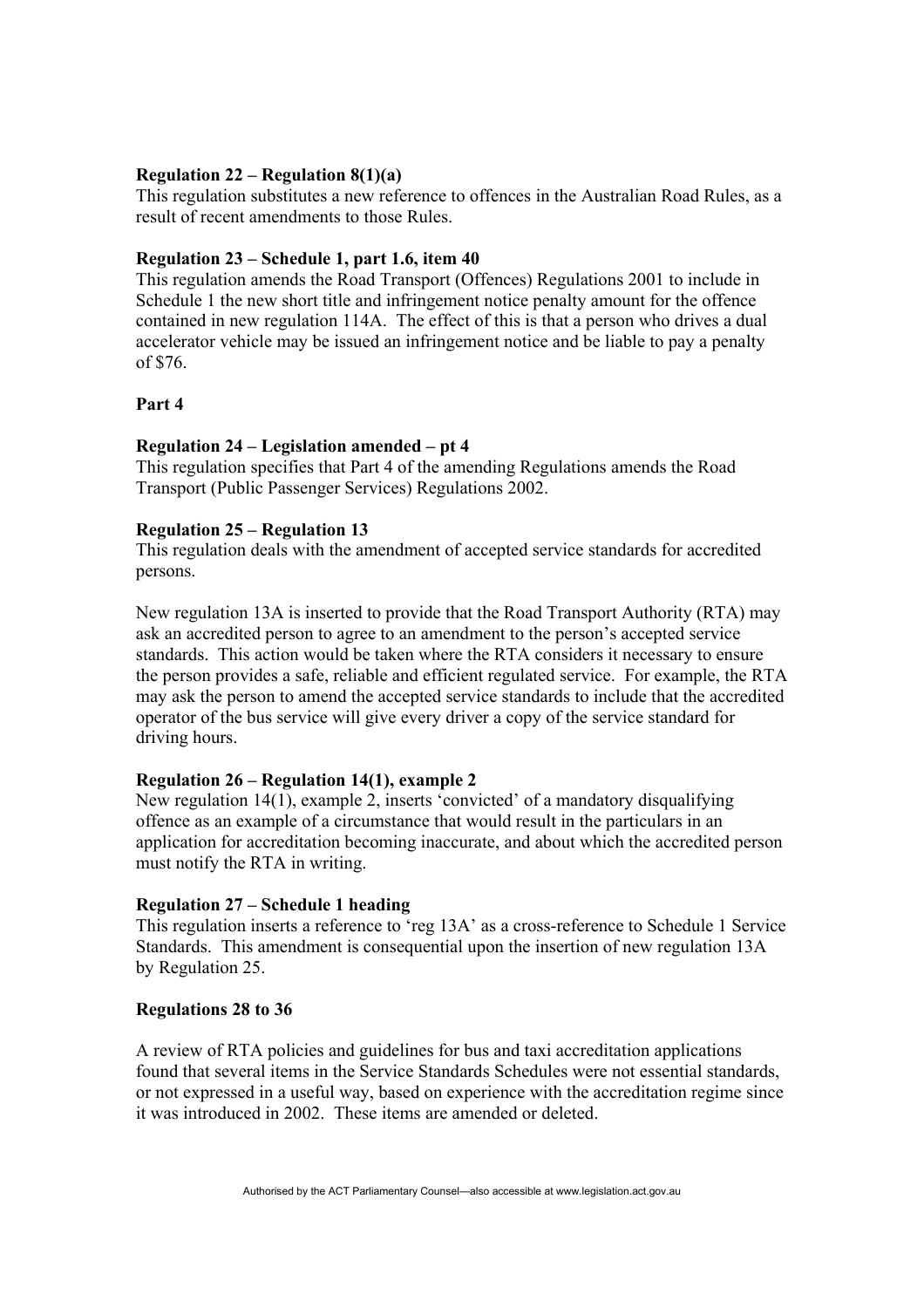**Regulation 22 – Regulation 8(1)(a)**
This regulation substitutes a new reference to offences in the Australian Road Rules, as a result of recent amendments to those Rules.

**Regulation 23 – Schedule 1, part 1.6, item 40**
This regulation amends the Road Transport (Offences) Regulations 2001 to include in Schedule 1 the new short title and infringement notice penalty amount for the offence contained in new regulation 114A. The effect of this is that a person who drives a dual accelerator vehicle may be issued an infringement notice and be liable to pay a penalty of $76.

**Part 4**

**Regulation 24 – Legislation amended – pt 4**
This regulation specifies that Part 4 of the amending Regulations amends the Road Transport (Public Passenger Services) Regulations 2002.

**Regulation 25 – Regulation 13**
This regulation deals with the amendment of accepted service standards for accredited persons.

New regulation 13A is inserted to provide that the Road Transport Authority (RTA) may ask an accredited person to agree to an amendment to the person's accepted service standards. This action would be taken where the RTA considers it necessary to ensure the person provides a safe, reliable and efficient regulated service. For example, the RTA may ask the person to amend the accepted service standards to include that the accredited operator of the bus service will give every driver a copy of the service standard for driving hours.

**Regulation 26 – Regulation 14(1), example 2**
New regulation 14(1), example 2, inserts 'convicted' of a mandatory disqualifying offence as an example of a circumstance that would result in the particulars in an application for accreditation becoming inaccurate, and about which the accredited person must notify the RTA in writing.

**Regulation 27 – Schedule 1 heading**
This regulation inserts a reference to 'reg 13A' as a cross-reference to Schedule 1 Service Standards. This amendment is consequential upon the insertion of new regulation 13A by Regulation 25.

**Regulations 28 to 36**

A review of RTA policies and guidelines for bus and taxi accreditation applications found that several items in the Service Standards Schedules were not essential standards, or not expressed in a useful way, based on experience with the accreditation regime since it was introduced in 2002. These items are amended or deleted.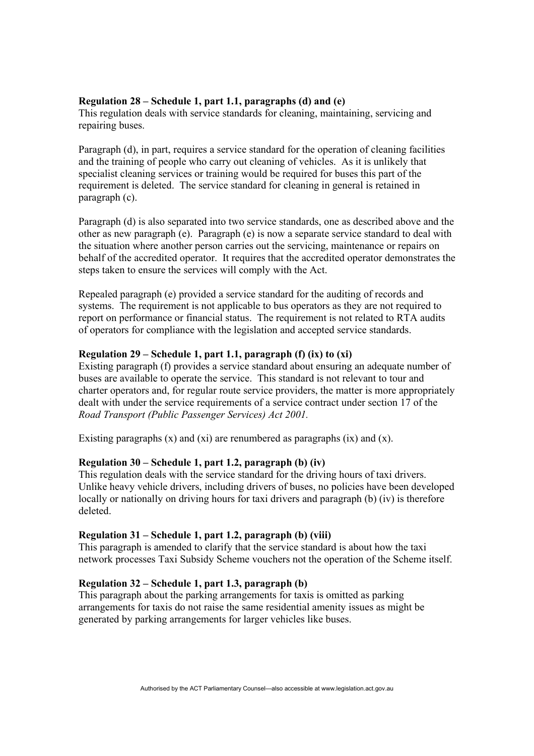**Regulation 28 – Schedule 1, part 1.1, paragraphs (d) and (e)**
This regulation deals with service standards for cleaning, maintaining, servicing and repairing buses.

Paragraph (d), in part, requires a service standard for the operation of cleaning facilities and the training of people who carry out cleaning of vehicles. As it is unlikely that specialist cleaning services or training would be required for buses this part of the requirement is deleted. The service standard for cleaning in general is retained in paragraph (c).

Paragraph (d) is also separated into two service standards, one as described above and the other as new paragraph (e). Paragraph (e) is now a separate service standard to deal with the situation where another person carries out the servicing, maintenance or repairs on behalf of the accredited operator. It requires that the accredited operator demonstrates the steps taken to ensure the services will comply with the Act.

Repealed paragraph (e) provided a service standard for the auditing of records and systems. The requirement is not applicable to bus operators as they are not required to report on performance or financial status. The requirement is not related to RTA audits of operators for compliance with the legislation and accepted service standards.

**Regulation 29 – Schedule 1, part 1.1, paragraph (f) (ix) to (xi)**
Existing paragraph (f) provides a service standard about ensuring an adequate number of buses are available to operate the service. This standard is not relevant to tour and charter operators and, for regular route service providers, the matter is more appropriately dealt with under the service requirements of a service contract under section 17 of the *Road Transport (Public Passenger Services) Act 2001*.

Existing paragraphs (x) and (xi) are renumbered as paragraphs (ix) and (x).

**Regulation 30 – Schedule 1, part 1.2, paragraph (b) (iv)**
This regulation deals with the service standard for the driving hours of taxi drivers. Unlike heavy vehicle drivers, including drivers of buses, no policies have been developed locally or nationally on driving hours for taxi drivers and paragraph (b) (iv) is therefore deleted.

**Regulation 31 – Schedule 1, part 1.2, paragraph (b) (viii)**
This paragraph is amended to clarify that the service standard is about how the taxi network processes Taxi Subsidy Scheme vouchers not the operation of the Scheme itself.

**Regulation 32 – Schedule 1, part 1.3, paragraph (b)**
This paragraph about the parking arrangements for taxis is omitted as parking arrangements for taxis do not raise the same residential amenity issues as might be generated by parking arrangements for larger vehicles like buses.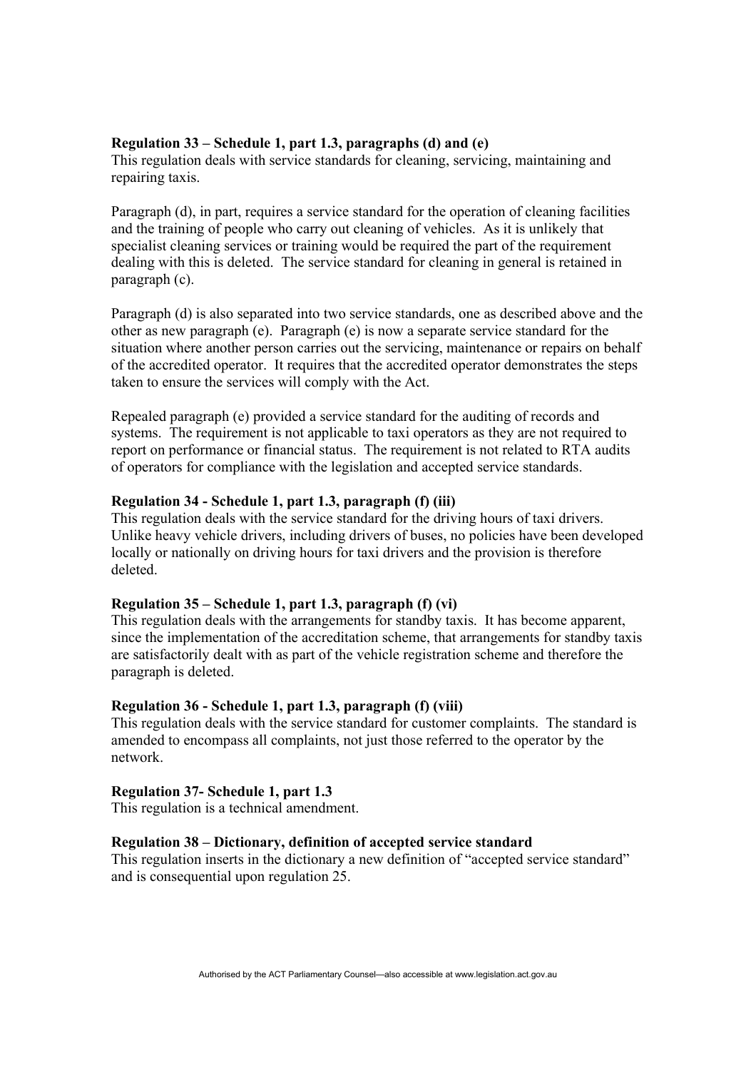**Regulation 33 – Schedule 1, part 1.3, paragraphs (d) and (e)**
This regulation deals with service standards for cleaning, servicing, maintaining and repairing taxis.

Paragraph (d), in part, requires a service standard for the operation of cleaning facilities and the training of people who carry out cleaning of vehicles. As it is unlikely that specialist cleaning services or training would be required the part of the requirement dealing with this is deleted. The service standard for cleaning in general is retained in paragraph (c).

Paragraph (d) is also separated into two service standards, one as described above and the other as new paragraph (e). Paragraph (e) is now a separate service standard for the situation where another person carries out the servicing, maintenance or repairs on behalf of the accredited operator. It requires that the accredited operator demonstrates the steps taken to ensure the services will comply with the Act.

Repealed paragraph (e) provided a service standard for the auditing of records and systems. The requirement is not applicable to taxi operators as they are not required to report on performance or financial status. The requirement is not related to RTA audits of operators for compliance with the legislation and accepted service standards.

**Regulation 34 - Schedule 1, part 1.3, paragraph (f) (iii)**
This regulation deals with the service standard for the driving hours of taxi drivers. Unlike heavy vehicle drivers, including drivers of buses, no policies have been developed locally or nationally on driving hours for taxi drivers and the provision is therefore deleted.

**Regulation 35 – Schedule 1, part 1.3, paragraph (f) (vi)**
This regulation deals with the arrangements for standby taxis. It has become apparent, since the implementation of the accreditation scheme, that arrangements for standby taxis are satisfactorily dealt with as part of the vehicle registration scheme and therefore the paragraph is deleted.

**Regulation 36 - Schedule 1, part 1.3, paragraph (f) (viii)**
This regulation deals with the service standard for customer complaints. The standard is amended to encompass all complaints, not just those referred to the operator by the network.

**Regulation 37- Schedule 1, part 1.3**
This regulation is a technical amendment.

**Regulation 38 – Dictionary, definition of accepted service standard**
This regulation inserts in the dictionary a new definition of "accepted service standard" and is consequential upon regulation 25.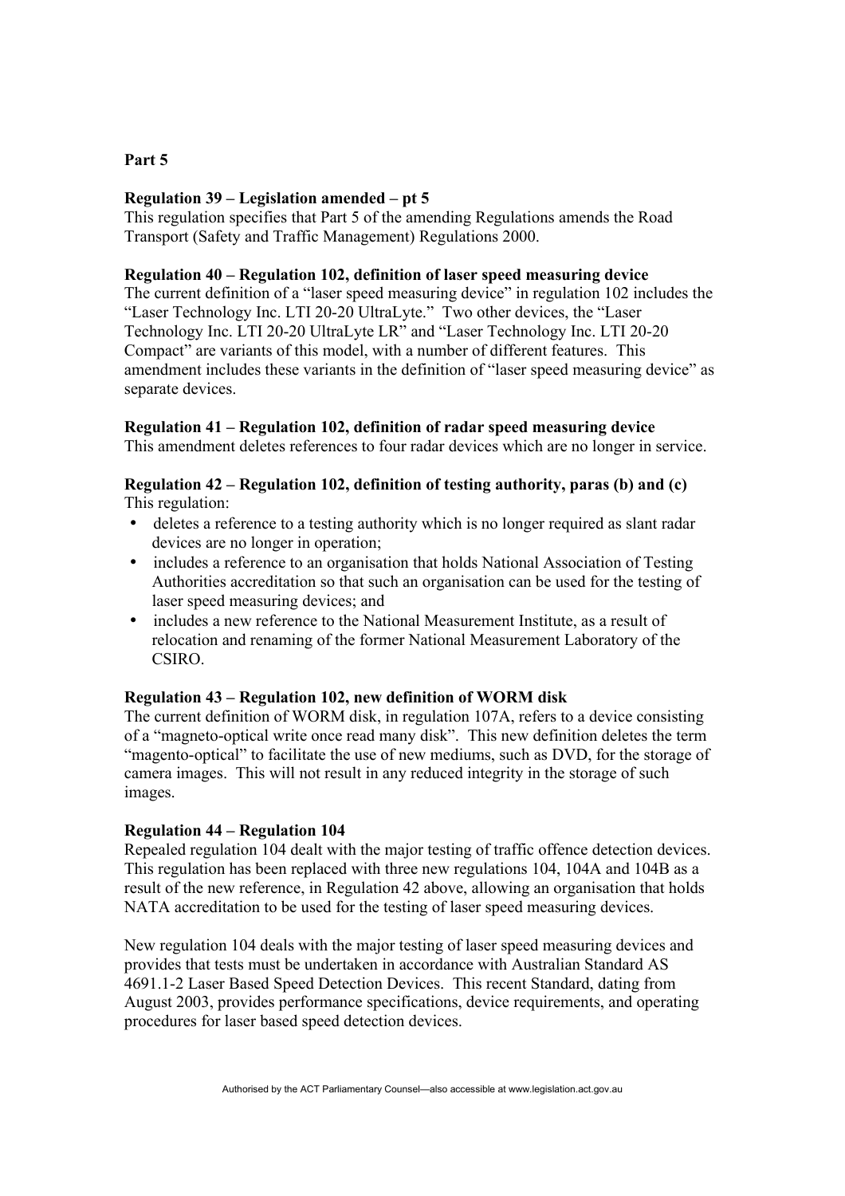**Part 5**

**Regulation 39 – Legislation amended – pt 5**

This regulation specifies that Part 5 of the amending Regulations amends the Road Transport (Safety and Traffic Management) Regulations 2000.

**Regulation 40 – Regulation 102, definition of laser speed measuring device**

The current definition of a "laser speed measuring device" in regulation 102 includes the "Laser Technology Inc. LTI 20-20 UltraLyte." Two other devices, the "Laser Technology Inc. LTI 20-20 UltraLyte LR" and "Laser Technology Inc. LTI 20-20 Compact" are variants of this model, with a number of different features. This amendment includes these variants in the definition of "laser speed measuring device" as separate devices.

**Regulation 41 – Regulation 102, definition of radar speed measuring device**

This amendment deletes references to four radar devices which are no longer in service.

**Regulation 42 – Regulation 102, definition of testing authority, paras (b) and (c)**

This regulation:

- deletes a reference to a testing authority which is no longer required as slant radar devices are no longer in operation;
- includes a reference to an organisation that holds National Association of Testing Authorities accreditation so that such an organisation can be used for the testing of laser speed measuring devices; and
- includes a new reference to the National Measurement Institute, as a result of relocation and renaming of the former National Measurement Laboratory of the CSIRO.

**Regulation 43 – Regulation 102, new definition of WORM disk**

The current definition of WORM disk, in regulation 107A, refers to a device consisting of a "magneto-optical write once read many disk". This new definition deletes the term "magento-optical" to facilitate the use of new mediums, such as DVD, for the storage of camera images. This will not result in any reduced integrity in the storage of such images.

**Regulation 44 – Regulation 104**

Repealed regulation 104 dealt with the major testing of traffic offence detection devices. This regulation has been replaced with three new regulations 104, 104A and 104B as a result of the new reference, in Regulation 42 above, allowing an organisation that holds NATA accreditation to be used for the testing of laser speed measuring devices.

New regulation 104 deals with the major testing of laser speed measuring devices and provides that tests must be undertaken in accordance with Australian Standard AS 4691.1-2 Laser Based Speed Detection Devices. This recent Standard, dating from August 2003, provides performance specifications, device requirements, and operating procedures for laser based speed detection devices.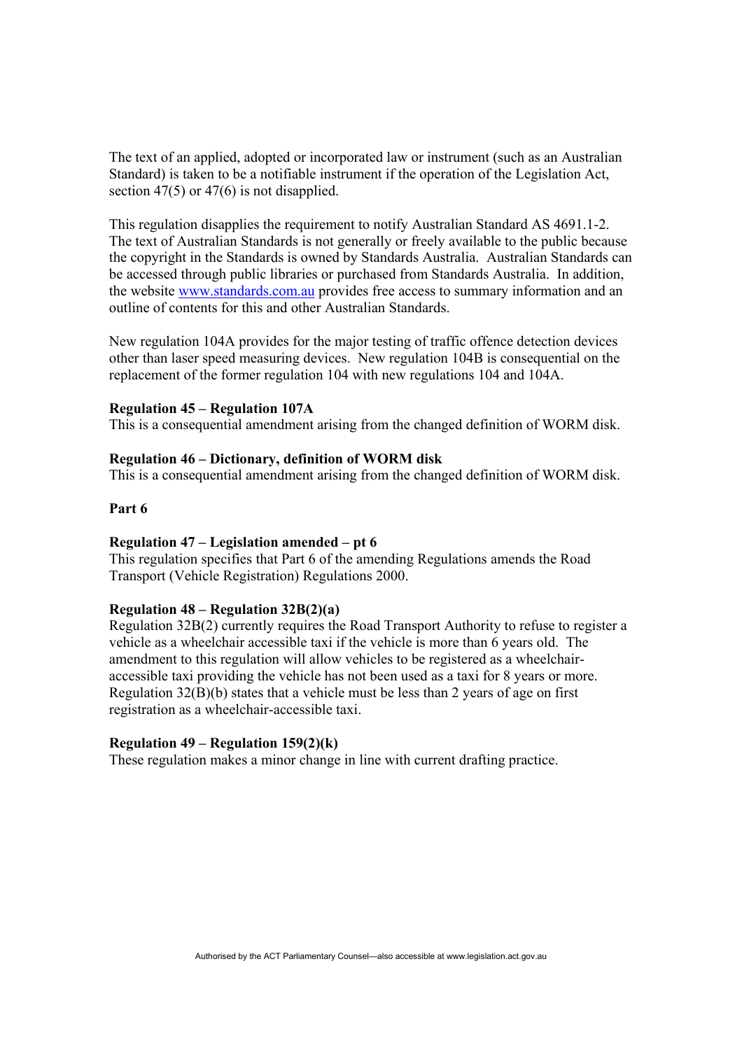The text of an applied, adopted or incorporated law or instrument (such as an Australian Standard) is taken to be a notifiable instrument if the operation of the Legislation Act, section 47(5) or 47(6) is not disapplied.

This regulation disapplies the requirement to notify Australian Standard AS 4691.1-2. The text of Australian Standards is not generally or freely available to the public because the copyright in the Standards is owned by Standards Australia. Australian Standards can be accessed through public libraries or purchased from Standards Australia. In addition, the website www.standards.com.au provides free access to summary information and an outline of contents for this and other Australian Standards.

New regulation 104A provides for the major testing of traffic offence detection devices other than laser speed measuring devices. New regulation 104B is consequential on the replacement of the former regulation 104 with new regulations 104 and 104A.

**Regulation 45 – Regulation 107A**
This is a consequential amendment arising from the changed definition of WORM disk.

**Regulation 46 – Dictionary, definition of WORM disk**
This is a consequential amendment arising from the changed definition of WORM disk.

**Part 6**

**Regulation 47 – Legislation amended – pt 6**
This regulation specifies that Part 6 of the amending Regulations amends the Road Transport (Vehicle Registration) Regulations 2000.

**Regulation 48 – Regulation 32B(2)(a)**
Regulation 32B(2) currently requires the Road Transport Authority to refuse to register a vehicle as a wheelchair accessible taxi if the vehicle is more than 6 years old. The amendment to this regulation will allow vehicles to be registered as a wheelchair-accessible taxi providing the vehicle has not been used as a taxi for 8 years or more. Regulation 32(B)(b) states that a vehicle must be less than 2 years of age on first registration as a wheelchair-accessible taxi.

**Regulation 49 – Regulation 159(2)(k)**
These regulation makes a minor change in line with current drafting practice.